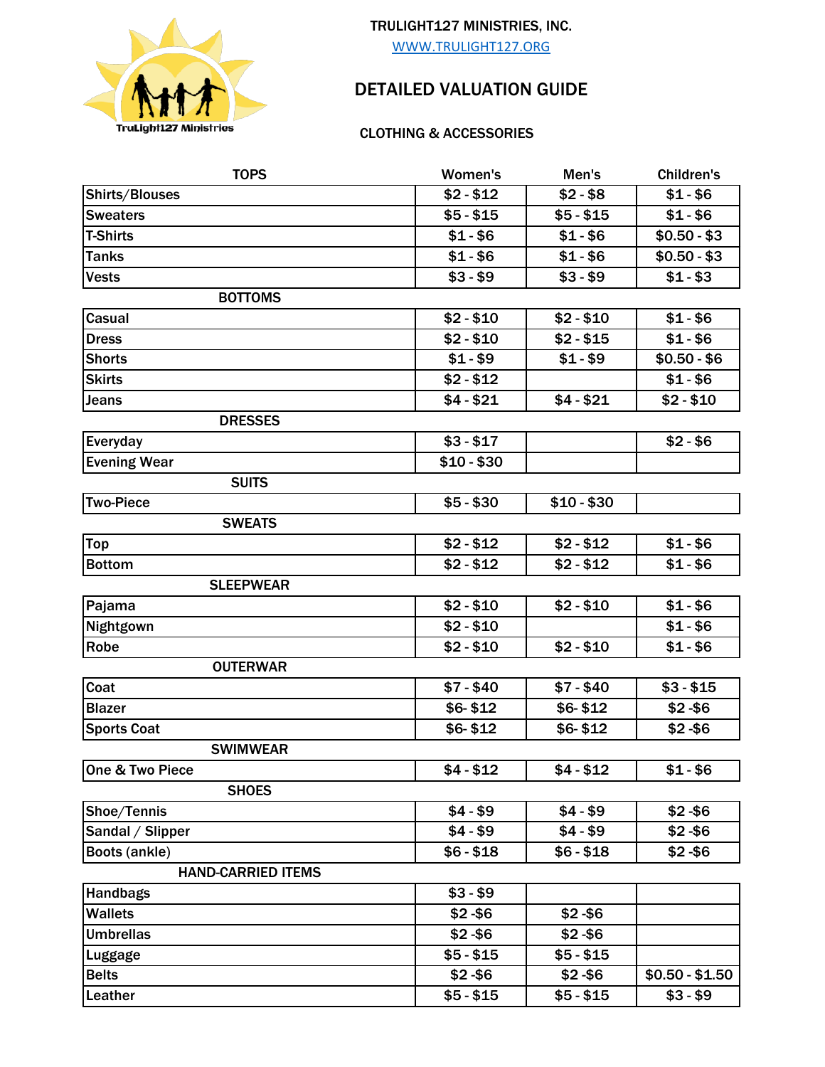TRULIGHT127 MINISTRIES, INC.

WWW.TRULIGHT127.ORG

# DETAILED VALUATION GUIDE

## CLOTHING & ACCESSORIES

| TOPS | Women's | Men's | Children's |
|---|---|---|---|
| Shirts/Blouses | $2 - $12 | $2 - $8 | $1 - $6 |
| Sweaters | $5 - $15 | $5 - $15 | $1 - $6 |
| T-Shirts | $1 - $6 | $1 - $6 | $0.50 - $3 |
| Tanks | $1 - $6 | $1 - $6 | $0.50 - $3 |
| Vests | $3 - $9 | $3 - $9 | $1 - $3 |
| **BOTTOMS** | | | |
| Casual | $2 - $10 | $2 - $10 | $1 - $6 |
| Dress | $2 - $10 | $2 - $15 | $1 - $6 |
| Shorts | $1 - $9 | $1 - $9 | $0.50 - $6 |
| Skirts | $2 - $12 | | $1 - $6 |
| Jeans | $4 - $21 | $4 - $21 | $2 - $10 |
| **DRESSES** | | | |
| Everyday | $3 - $17 | | $2 - $6 |
| Evening Wear | $10 - $30 | | |
| **SUITS** | | | |
| Two-Piece | $5 - $30 | $10 - $30 | |
| **SWEATS** | | | |
| Top | $2 - $12 | $2 - $12 | $1 - $6 |
| Bottom | $2 - $12 | $2 - $12 | $1 - $6 |
| **SLEEPWEAR** | | | |
| Pajama | $2 - $10 | $2 - $10 | $1 - $6 |
| Nightgown | $2 - $10 | | $1 - $6 |
| Robe | $2 - $10 | $2 - $10 | $1 - $6 |
| **OUTERWAR** | | | |
| Coat | $7 - $40 | $7 - $40 | $3 - $15 |
| Blazer | $6- $12 | $6- $12 | $2 -$6 |
| Sports Coat | $6- $12 | $6- $12 | $2 -$6 |
| **SWIMWEAR** | | | |
| One & Two Piece | $4 - $12 | $4 - $12 | $1 - $6 |
| **SHOES** | | | |
| Shoe/Tennis | $4 - $9 | $4 - $9 | $2 -$6 |
| Sandal / Slipper | $4 - $9 | $4 - $9 | $2 -$6 |
| Boots (ankle) | $6 - $18 | $6 - $18 | $2 -$6 |
| **HAND-CARRIED ITEMS** | | | |
| Handbags | $3 - $9 | | |
| Wallets | $2 -$6 | $2 -$6 | |
| Umbrellas | $2 -$6 | $2 -$6 | |
| Luggage | $5 - $15 | $5 - $15 | |
| Belts | $2 -$6 | $2 -$6 | $0.50 - $1.50 |
| Leather | $5 - $15 | $5 - $15 | $3 - $9 |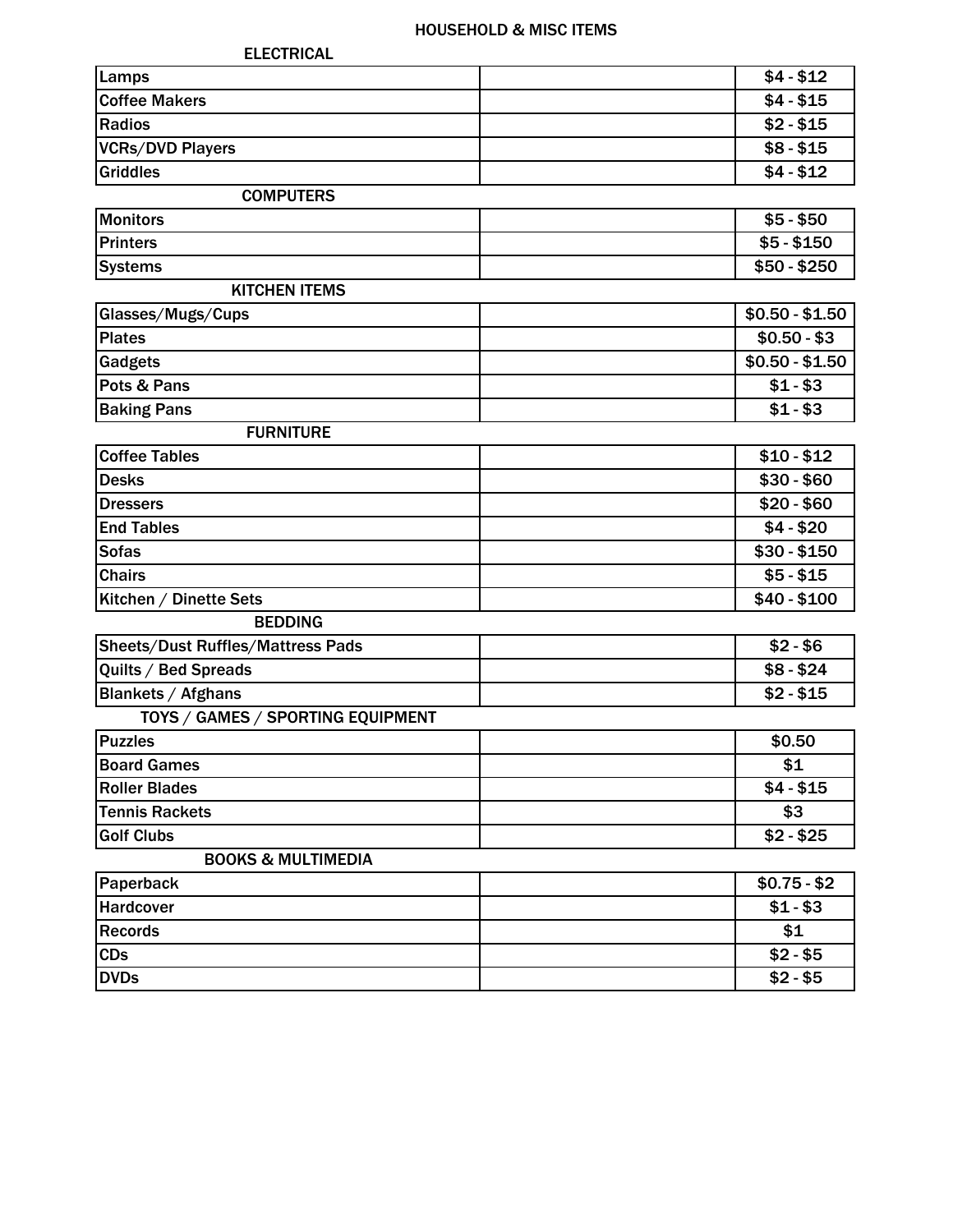# HOUSEHOLD & MISC ITEMS

## ELECTRICAL

| | | |
|---|---|---|
| Lamps | | $4 - $12 |
| Coffee Makers | | $4 - $15 |
| Radios | | $2 - $15 |
| VCRs/DVD Players | | $8 - $15 |
| Griddles | | $4 - $12 |

## COMPUTERS

| | | |
|---|---|---|
| Monitors | | $5 - $50 |
| Printers | | $5 - $150 |
| Systems | | $50 - $250 |

## KITCHEN ITEMS

| | | |
|---|---|---|
| Glasses/Mugs/Cups | | $0.50 - $1.50 |
| Plates | | $0.50 - $3 |
| Gadgets | | $0.50 - $1.50 |
| Pots & Pans | | $1 - $3 |
| Baking Pans | | $1 - $3 |

## FURNITURE

| | | |
|---|---|---|
| Coffee Tables | | $10 - $12 |
| Desks | | $30 - $60 |
| Dressers | | $20 - $60 |
| End Tables | | $4 - $20 |
| Sofas | | $30 - $150 |
| Chairs | | $5 - $15 |
| Kitchen / Dinette Sets | | $40 - $100 |

## BEDDING

| | | |
|---|---|---|
| Sheets/Dust Ruffles/Mattress Pads | | $2 - $6 |
| Quilts / Bed Spreads | | $8 - $24 |
| Blankets / Afghans | | $2 - $15 |

## TOYS / GAMES / SPORTING EQUIPMENT

| | | |
|---|---|---|
| Puzzles | | $0.50 |
| Board Games | | $1 |
| Roller Blades | | $4 - $15 |
| Tennis Rackets | | $3 |
| Golf Clubs | | $2 - $25 |

## BOOKS & MULTIMEDIA

| | | |
|---|---|---|
| Paperback | | $0.75 - $2 |
| Hardcover | | $1 - $3 |
| Records | | $1 |
| CDs | | $2 - $5 |
| DVDs | | $2 - $5 |